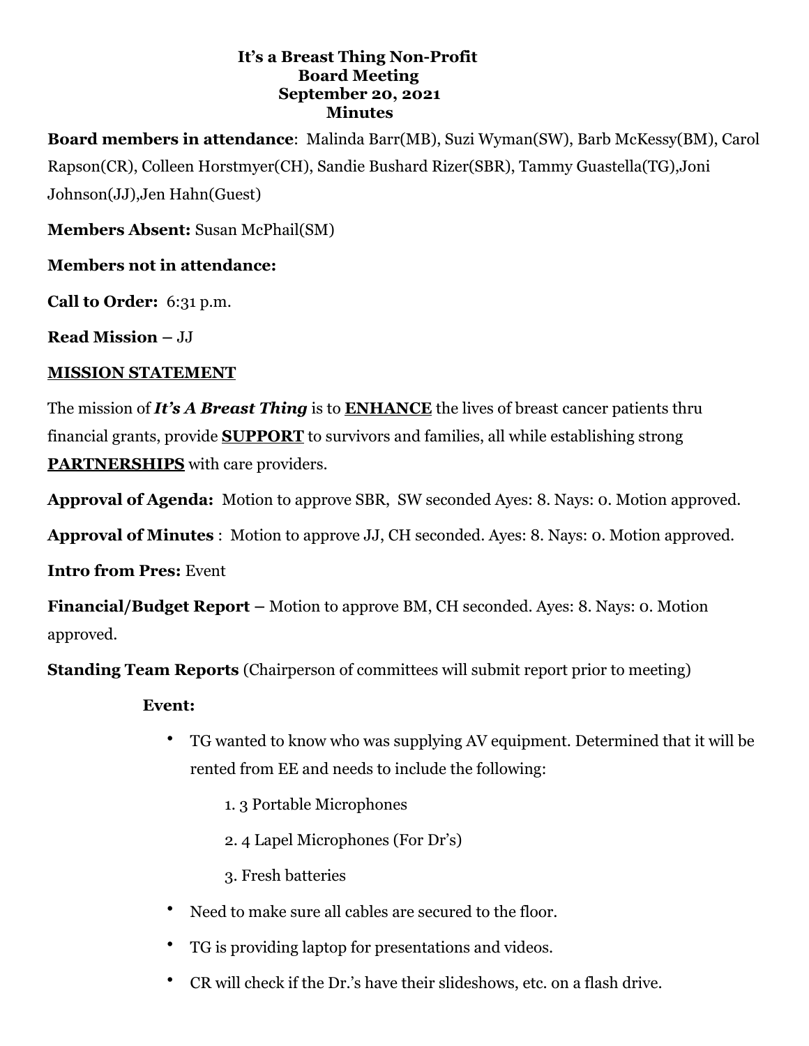# It's a Breast Thing Non-Profit
## Board Meeting
## September 20, 2021
## Minutes

**Board members in attendance**: Malinda Barr(MB), Suzi Wyman(SW), Barb McKessy(BM), Carol Rapson(CR), Colleen Horstmyer(CH), Sandie Bushard Rizer(SBR), Tammy Guastella(TG),Joni Johnson(JJ),Jen Hahn(Guest)

**Members Absent:** Susan McPhail(SM)

**Members not in attendance:**

**Call to Order:** 6:31 p.m.

**Read Mission –** JJ

**MISSION STATEMENT**

The mission of ***It's A Breast Thing*** is to **ENHANCE** the lives of breast cancer patients thru financial grants, provide **SUPPORT** to survivors and families, all while establishing strong **PARTNERSHIPS** with care providers.

**Approval of Agenda:** Motion to approve SBR, SW seconded Ayes: 8. Nays: 0. Motion approved.

**Approval of Minutes** : Motion to approve JJ, CH seconded. Ayes: 8. Nays: 0. Motion approved.

**Intro from Pres:** Event

**Financial/Budget Report –** Motion to approve BM, CH seconded. Ayes: 8. Nays: 0. Motion approved.

**Standing Team Reports** (Chairperson of committees will submit report prior to meeting)

**Event:**

- TG wanted to know who was supplying AV equipment. Determined that it will be rented from EE and needs to include the following:
  1. 3 Portable Microphones
  2. 4 Lapel Microphones (For Dr's)
  3. Fresh batteries
- Need to make sure all cables are secured to the floor.
- TG is providing laptop for presentations and videos.
- CR will check if the Dr.'s have their slideshows, etc. on a flash drive.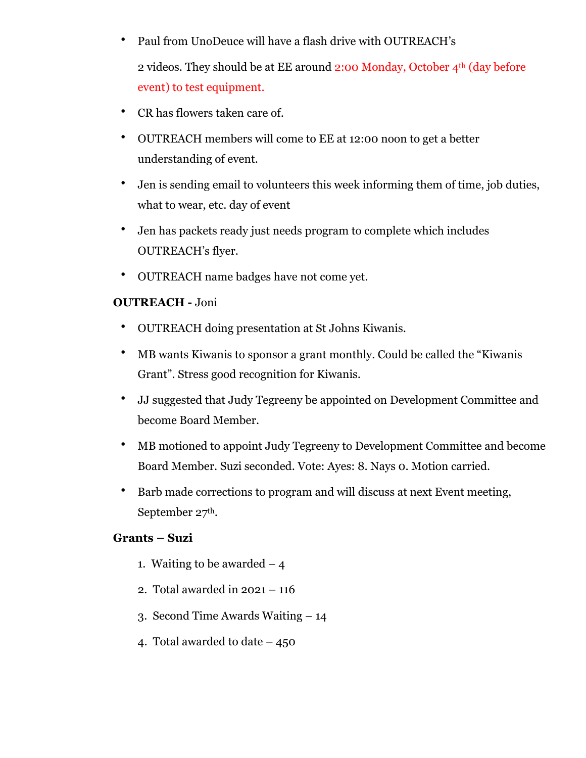- Paul from UnoDeuce will have a flash drive with OUTREACH's 2 videos. They should be at EE around 2:00 Monday, October 4th (day before event) to test equipment.
- CR has flowers taken care of.
- OUTREACH members will come to EE at 12:00 noon to get a better understanding of event.
- Jen is sending email to volunteers this week informing them of time, job duties, what to wear, etc. day of event
- Jen has packets ready just needs program to complete which includes OUTREACH's flyer.
- OUTREACH name badges have not come yet.

**OUTREACH -** Joni

- OUTREACH doing presentation at St Johns Kiwanis.
- MB wants Kiwanis to sponsor a grant monthly. Could be called the "Kiwanis Grant". Stress good recognition for Kiwanis.
- JJ suggested that Judy Tegreeny be appointed on Development Committee and become Board Member.
- MB motioned to appoint Judy Tegreeny to Development Committee and become Board Member. Suzi seconded. Vote: Ayes: 8. Nays 0. Motion carried.
- Barb made corrections to program and will discuss at next Event meeting, September 27th.

**Grants – Suzi**

1. Waiting to be awarded – 4
2. Total awarded in 2021 – 116
3. Second Time Awards Waiting – 14
4. Total awarded to date – 450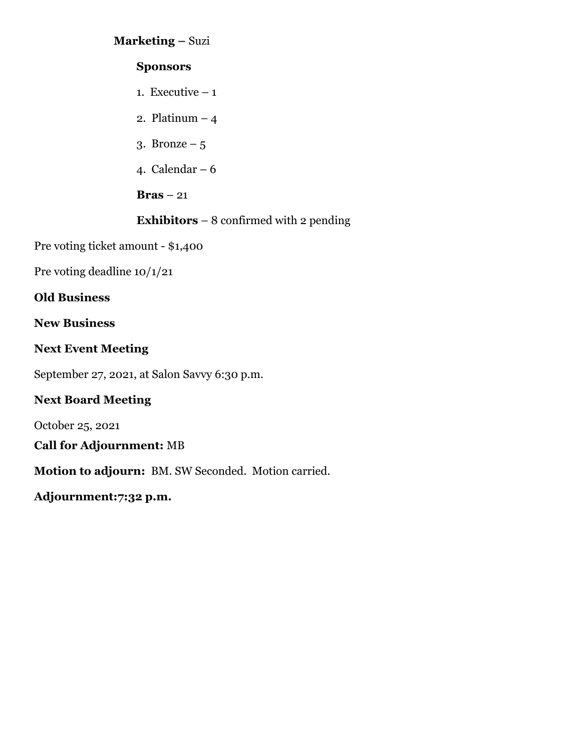**Marketing –** Suzi

**Sponsors**

1. Executive – 1
2. Platinum – 4
3. Bronze – 5
4. Calendar – 6

**Bras** – 21

**Exhibitors** – 8 confirmed with 2 pending

Pre voting ticket amount - $1,400

Pre voting deadline 10/1/21

**Old Business**

**New Business**

**Next Event Meeting**

September 27, 2021, at Salon Savvy 6:30 p.m.

**Next Board Meeting**

October 25, 2021

**Call for Adjournment:** MB

**Motion to adjourn:** BM. SW Seconded. Motion carried.

**Adjournment:7:32 p.m.**